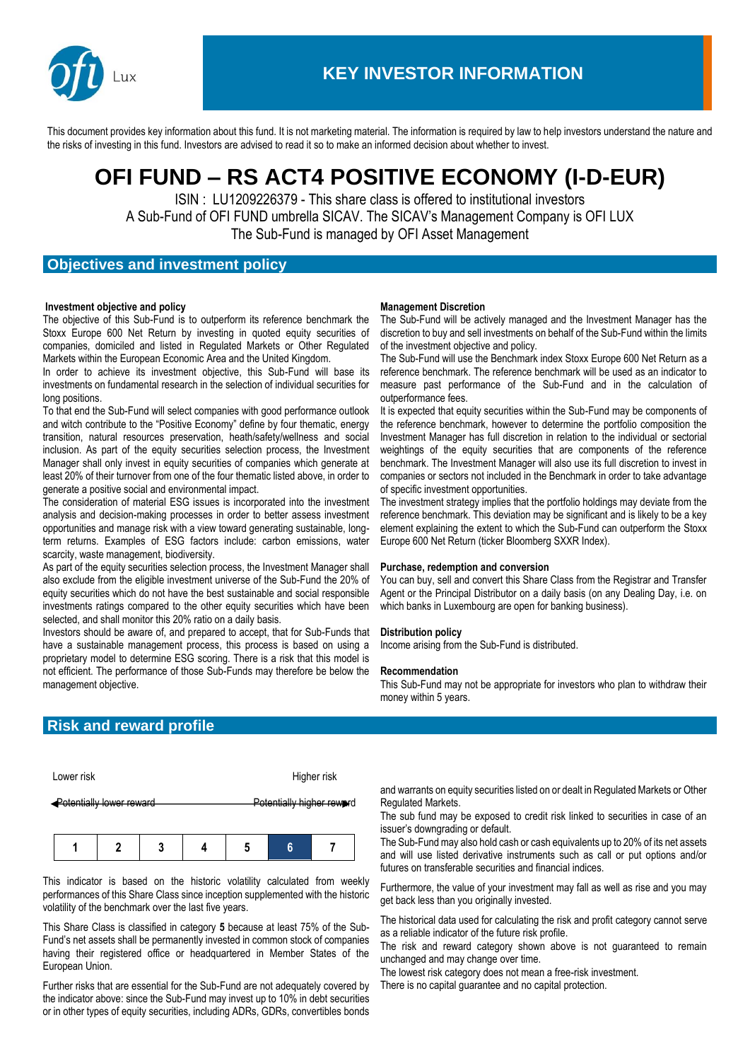# KEY INVESTOR INFORMATION

This document provides key information about this fund. It is not marketing material. The information is required by law to help investors understand the nature and the risks of investing in this fund. Investors are advised to read it so to make an informed decision about whether to invest.

# OFI FUND – RS ACT4 POSITIVE ECONOMY (I-D-EUR)

ISIN : LU1209226379 - This share class is offered to institutional investors
A Sub-Fund of OFI FUND umbrella SICAV. The SICAV's Management Company is OFI LUX
The Sub-Fund is managed by OFI Asset Management

## Objectives and investment policy

**Investment objective and policy**

The objective of this Sub-Fund is to outperform its reference benchmark the Stoxx Europe 600 Net Return by investing in quoted equity securities of companies, domiciled and listed in Regulated Markets or Other Regulated Markets within the European Economic Area and the United Kingdom.

In order to achieve its investment objective, this Sub-Fund will base its investments on fundamental research in the selection of individual securities for long positions.

To that end the Sub-Fund will select companies with good performance outlook and witch contribute to the "Positive Economy" define by four thematic, energy transition, natural resources preservation, heath/safety/wellness and social inclusion. As part of the equity securities selection process, the Investment Manager shall only invest in equity securities of companies which generate at least 20% of their turnover from one of the four thematic listed above, in order to generate a positive social and environmental impact.

The consideration of material ESG issues is incorporated into the investment analysis and decision-making processes in order to better assess investment opportunities and manage risk with a view toward generating sustainable, long-term returns. Examples of ESG factors include: carbon emissions, water scarcity, waste management, biodiversity.

As part of the equity securities selection process, the Investment Manager shall also exclude from the eligible investment universe of the Sub-Fund the 20% of equity securities which do not have the best sustainable and social responsible investments ratings compared to the other equity securities which have been selected, and shall monitor this 20% ratio on a daily basis.

Investors should be aware of, and prepared to accept, that for Sub-Funds that have a sustainable management process, this process is based on using a proprietary model to determine ESG scoring. There is a risk that this model is not efficient. The performance of those Sub-Funds may therefore be below the management objective.

**Management Discretion**

The Sub-Fund will be actively managed and the Investment Manager has the discretion to buy and sell investments on behalf of the Sub-Fund within the limits of the investment objective and policy.

The Sub-Fund will use the Benchmark index Stoxx Europe 600 Net Return as a reference benchmark. The reference benchmark will be used as an indicator to measure past performance of the Sub-Fund and in the calculation of outperformance fees.

It is expected that equity securities within the Sub-Fund may be components of the reference benchmark, however to determine the portfolio composition the Investment Manager has full discretion in relation to the individual or sectorial weightings of the equity securities that are components of the reference benchmark. The Investment Manager will also use its full discretion to invest in companies or sectors not included in the Benchmark in order to take advantage of specific investment opportunities.

The investment strategy implies that the portfolio holdings may deviate from the reference benchmark. This deviation may be significant and is likely to be a key element explaining the extent to which the Sub-Fund can outperform the Stoxx Europe 600 Net Return (ticker Bloomberg SXXR Index).

**Purchase, redemption and conversion**

You can buy, sell and convert this Share Class from the Registrar and Transfer Agent or the Principal Distributor on a daily basis (on any Dealing Day, i.e. on which banks in Luxembourg are open for banking business).

**Distribution policy**

Income arising from the Sub-Fund is distributed.

**Recommendation**

This Sub-Fund may not be appropriate for investors who plan to withdraw their money within 5 years.

## Risk and reward profile

Lower risk — Higher risk

Potentially lower reward — Potentially higher reward

| 1 | 2 | 3 | 4 | 5 | **6** | 7 |
|---|---|---|---|---|---|---|

This indicator is based on the historic volatility calculated from weekly performances of this Share Class since inception supplemented with the historic volatility of the benchmark over the last five years.

This Share Class is classified in category **5** because at least 75% of the Sub-Fund's net assets shall be permanently invested in common stock of companies having their registered office or headquartered in Member States of the European Union.

Further risks that are essential for the Sub-Fund are not adequately covered by the indicator above: since the Sub-Fund may invest up to 10% in debt securities or in other types of equity securities, including ADRs, GDRs, convertibles bonds and warrants on equity securities listed on or dealt in Regulated Markets or Other Regulated Markets.

The sub fund may be exposed to credit risk linked to securities in case of an issuer's downgrading or default.

The Sub-Fund may also hold cash or cash equivalents up to 20% of its net assets and will use listed derivative instruments such as call or put options and/or futures on transferable securities and financial indices.

Furthermore, the value of your investment may fall as well as rise and you may get back less than you originally invested.

The historical data used for calculating the risk and profit category cannot serve as a reliable indicator of the future risk profile.

The risk and reward category shown above is not guaranteed to remain unchanged and may change over time.

The lowest risk category does not mean a free-risk investment.

There is no capital guarantee and no capital protection.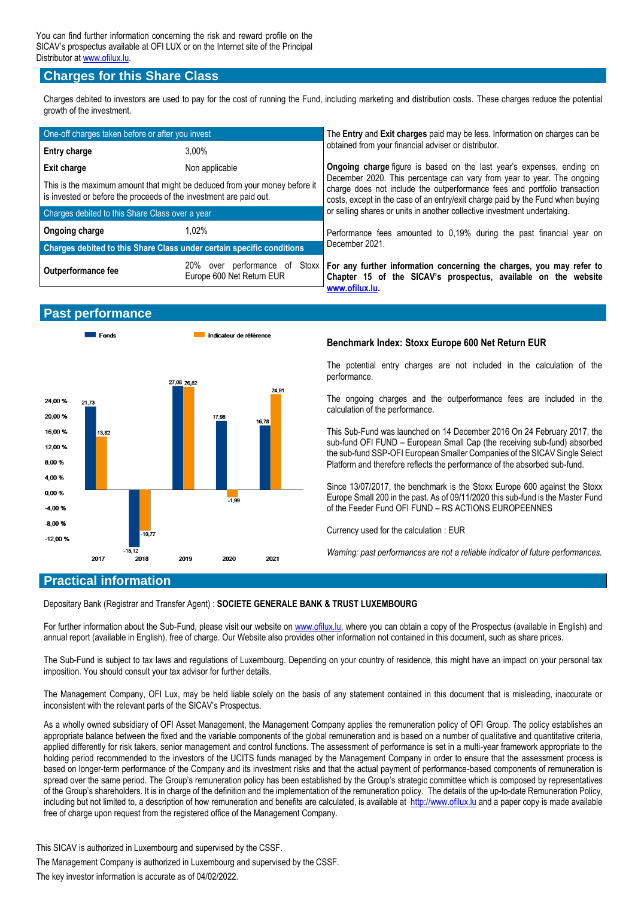You can find further information concerning the risk and reward profile on the SICAV's prospectus available at OFI LUX or on the Internet site of the Principal Distributor at www.ofilux.lu.

## Charges for this Share Class

Charges debited to investors are used to pay for the cost of running the Fund, including marketing and distribution costs. These charges reduce the potential growth of the investment.

| One-off charges taken before or after you invest | |
|---|---|
| **Entry charge** | 3,00% |
| **Exit charge** | Non applicable |
| This is the maximum amount that might be deduced from your money before it is invested or before the proceeds of the investment are paid out. | |
| **Charges debited to this Share Class over a year** | |
| **Ongoing charge** | 1,02% |
| **Charges debited to this Share Class under certain specific conditions** | |
| **Outperformance fee** | 20% over performance of Stoxx Europe 600 Net Return EUR |

The **Entry** and **Exit charges** paid may be less. Information on charges can be obtained from your financial adviser or distributor.

**Ongoing charge** figure is based on the last year's expenses, ending on December 2020. This percentage can vary from year to year. The ongoing charge does not include the outperformance fees and portfolio transaction costs, except in the case of an entry/exit charge paid by the Fund when buying or selling shares or units in another collective investment undertaking.

Performance fees amounted to 0,19% during the past financial year on December 2021.

**For any further information concerning the charges, you may refer to Chapter 15 of the SICAV's prospectus, available on the website www.ofilux.lu.**

## Past performance

| Year | Fonds | Indicateur de référence |
|---|---|---|
| 2017 | 21,73 | 13,82 |
| 2018 | -15,12 | -10,77 |
| 2019 | 27,08 | 26,82 |
| 2020 | 17,98 | -1,99 |
| 2021 | 16,78 | 24,91 |

**Benchmark Index: Stoxx Europe 600 Net Return EUR**

The potential entry charges are not included in the calculation of the performance.

The ongoing charges and the outperformance fees are included in the calculation of the performance.

This Sub-Fund was launched on 14 December 2016 On 24 February 2017, the sub-fund OFI FUND – European Small Cap (the receiving sub-fund) absorbed the sub-fund SSP-OFI European Smaller Companies of the SICAV Single Select Platform and therefore reflects the performance of the absorbed sub-fund.

Since 13/07/2017, the benchmark is the Stoxx Europe 600 against the Stoxx Europe Small 200 in the past. As of 09/11/2020 this sub-fund is the Master Fund of the Feeder Fund OFI FUND – RS ACTIONS EUROPEENNES

Currency used for the calculation : EUR

*Warning: past performances are not a reliable indicator of future performances.*

## Practical information

Depositary Bank (Registrar and Transfer Agent) : **SOCIETE GENERALE BANK & TRUST LUXEMBOURG**

For further information about the Sub-Fund, please visit our website on www.ofilux.lu, where you can obtain a copy of the Prospectus (available in English) and annual report (available in English), free of charge. Our Website also provides other information not contained in this document, such as share prices.

The Sub-Fund is subject to tax laws and regulations of Luxembourg. Depending on your country of residence, this might have an impact on your personal tax imposition. You should consult your tax advisor for further details.

The Management Company, OFI Lux, may be held liable solely on the basis of any statement contained in this document that is misleading, inaccurate or inconsistent with the relevant parts of the SICAV's Prospectus.

As a wholly owned subsidiary of OFI Asset Management, the Management Company applies the remuneration policy of OFI Group. The policy establishes an appropriate balance between the fixed and the variable components of the global remuneration and is based on a number of qualitative and quantitative criteria, applied differently for risk takers, senior management and control functions. The assessment of performance is set in a multi-year framework appropriate to the holding period recommended to the investors of the UCITS funds managed by the Management Company in order to ensure that the assessment process is based on longer-term performance of the Company and its investment risks and that the actual payment of performance-based components of remuneration is spread over the same period. The Group's remuneration policy has been established by the Group's strategic committee which is composed by representatives of the Group's shareholders. It is in charge of the definition and the implementation of the remuneration policy. The details of the up-to-date Remuneration Policy, including but not limited to, a description of how remuneration and benefits are calculated, is available at http://www.ofilux.lu and a paper copy is made available free of charge upon request from the registered office of the Management Company.

This SICAV is authorized in Luxembourg and supervised by the CSSF.

The Management Company is authorized in Luxembourg and supervised by the CSSF.

The key investor information is accurate as of 04/02/2022.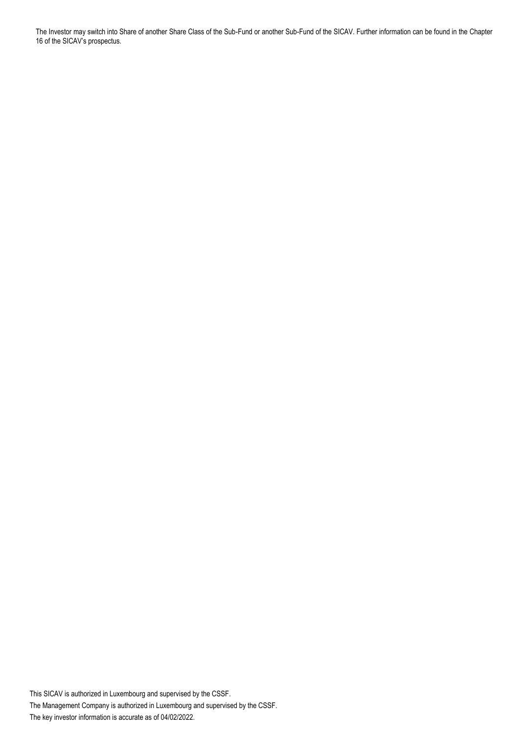The Investor may switch into Share of another Share Class of the Sub-Fund or another Sub-Fund of the SICAV. Further information can be found in the Chapter 16 of the SICAV's prospectus.

This SICAV is authorized in Luxembourg and supervised by the CSSF.

The Management Company is authorized in Luxembourg and supervised by the CSSF.

The key investor information is accurate as of 04/02/2022.